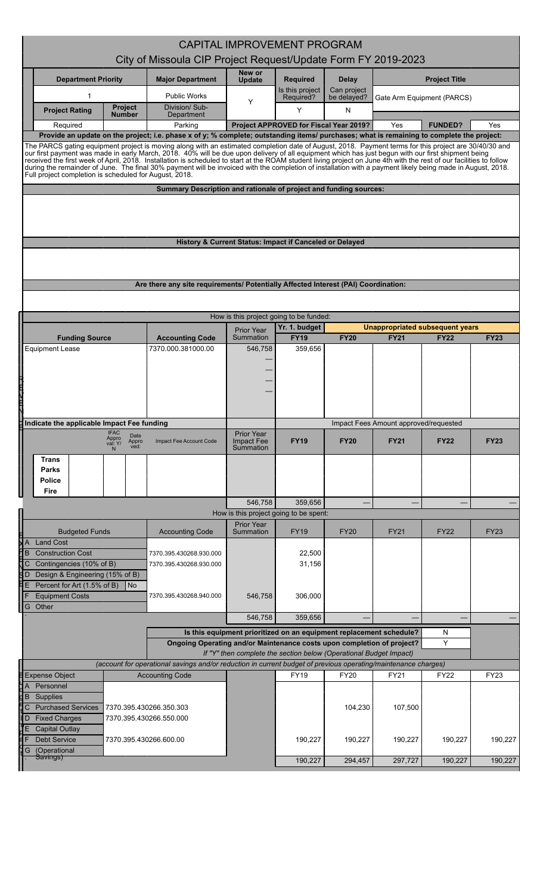# CAPITAL IMPROVEMENT PROGRAM

## City of Missoula CIP Project Request/Update Form FY 2019-2023

| Department Priority | | Major Department | New or Update | Required | Delay | Project Title | |
|---|---|---|---|---|---|---|---|
| 1 | | Public Works | Y | Is this project Required? | Can project be delayed? | Gate Arm Equipment (PARCS) | |
| Project Rating | Project Number | Division/ Sub-Department | | Y | N | | |
| Required | | Parking | Project APPROVED for Fiscal Year 2019? | | | Yes | FUNDED? Yes |

**Provide an update on the project; i.e. phase x of y; % complete; outstanding items/ purchases; what is remaining to complete the project:**

The PARCS gating equipment project is moving along with an estimated completion date of August, 2018. Payment terms for this project are 30/40/30 and our first payment was made in early March, 2018. 40% will be due upon delivery of all equipment which has just begun with our first shipment being received the first week of April, 2018. Installation is scheduled to start at the ROAM student living project on June 4th with the rest of our facilities to follow during the remainder of June. The final 30% payment will be invoiced with the completion of installation with a payment likely being made in August, 2018. Full project completion is scheduled for August, 2018.

**Summary Description and rationale of project and funding sources:**

**History & Current Status: Impact if Canceled or Delayed**

**Are there any site requirements/ Potentially Affected Interest (PAI) Coordination:**

**How is this project going to be funded:**

| Funding Source | Accounting Code | Prior Year Summation | Yr. 1 budget FY19 | FY20 | FY21 | FY22 | FY23 |
|---|---|---|---|---|---|---|---|
| | | | | Unappropriated subsequent years | | | |
| Equipment Lease | 7370.000.381000.00 | 546,758 | 359,656 | | | | |
| | | — | | | | | |
| | | — | | | | | |
| | | — | | | | | |
| | | — | | | | | |

| Indicate the applicable Impact Fee funding | IFAC Approval: Y/N | Date Approved: | Impact Fee Account Code | Prior Year Impact Fee Summation | FY19 | FY20 | FY21 | FY22 | FY23 |
|---|---|---|---|---|---|---|---|---|---|
| | | | | | Impact Fees Amount approved/requested | | | | |
| Trans | | | | | | | | | |
| Parks | | | | | | | | | |
| Police | | | | | | | | | |
| Fire | | | | | | | | | |
| | | | | 546,758 | 359,656 | — | — | — | — |

**How is this project going to be spent:**

| Budgeted Funds | | Accounting Code | Prior Year Summation | FY19 | FY20 | FY21 | FY22 | FY23 |
|---|---|---|---|---|---|---|---|---|
| A Land Cost | | | | | | | | |
| B Construction Cost | | 7370.395.430268.930.000 | | 22,500 | | | | |
| C Contingencies (10% of B) | | 7370.395.430268.930.000 | | 31,156 | | | | |
| D Design & Engineering (15% of B) | | | | | | | | |
| E Percent for Art (1.5% of B) | No | | | | | | | |
| F Equipment Costs | | 7370.395.430268.940.000 | 546,758 | 306,000 | | | | |
| G Other | | | | | | | | |
| | | | 546,758 | 359,656 | — | — | — | — |

| | |
|---|---|
| Is this equipment prioritized on an equipment replacement schedule? | N |
| Ongoing Operating and/or Maintenance costs upon completion of project? | Y |

*If "Y" then complete the section below (Operational Budget Impact)*

*(account for operational savings and/or reduction in current budget of previous operating/maintenance charges)*

| Expense Object | Accounting Code | | FY19 | FY20 | FY21 | FY22 | FY23 |
|---|---|---|---|---|---|---|---|
| A Personnel | | | | | | | |
| B Supplies | | | | | | | |
| C Purchased Services | 7370.395.430266.350.303 | | | 104,230 | 107,500 | | |
| D Fixed Charges | 7370.395.430266.550.000 | | | | | | |
| E Capital Outlay | | | | | | | |
| F Debt Service | 7370.395.430266.600.00 | | 190,227 | 190,227 | 190,227 | 190,227 | 190,227 |
| G (Operational Savings) | | | | | | | |
| | | | 190,227 | 294,457 | 297,727 | 190,227 | 190,227 |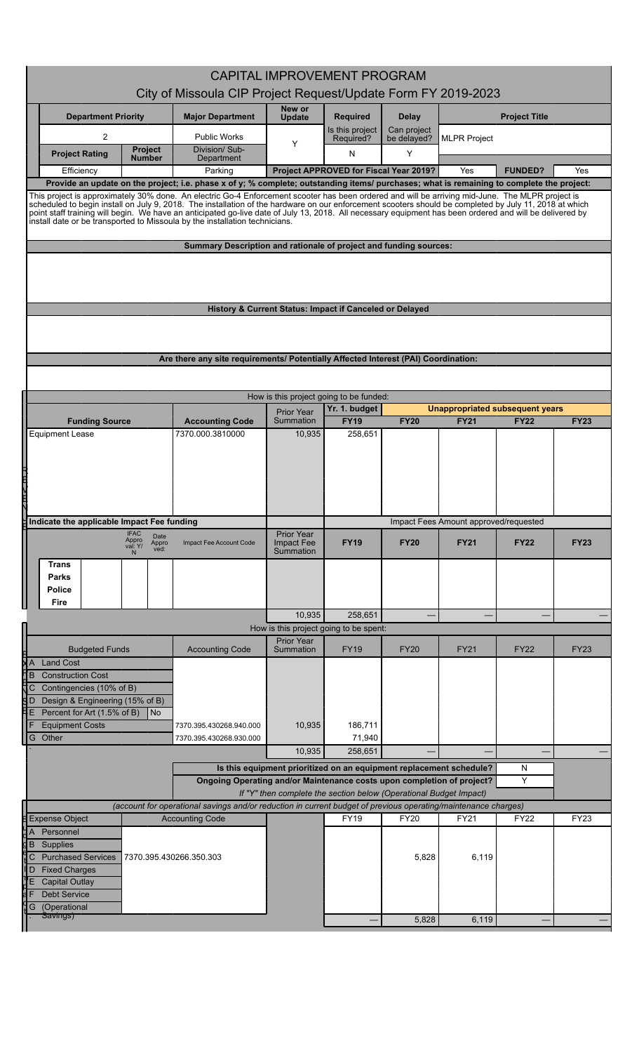# CAPITAL IMPROVEMENT PROGRAM

## City of Missoula CIP Project Request/Update Form FY 2019-2023

| Department Priority | | Major Department | New or Update | Required | Delay | Project Title | | |
|---|---|---|---|---|---|---|---|---|
| 2 | | Public Works | Y | Is this project Required? | Can project be delayed? | MLPR Project | | |
| Project Rating | Project Number | Division/ Sub-Department | | N | Y | | | |
| Efficiency | | Parking | Project APPROVED for Fiscal Year 2019? | | | Yes | FUNDED? | Yes |

**Provide an update on the project; i.e. phase x of y; % complete; outstanding items/ purchases; what is remaining to complete the project:**

This project is approximately 30% done. An electric Go-4 Enforcement scooter has been ordered and will be arriving mid-June. The MLPR project is scheduled to begin install on July 9, 2018. The installation of the hardware on our enforcement scooters should be completed by July 11, 2018 at which point staff training will begin. We have an anticipated go-live date of July 13, 2018. All necessary equipment has been ordered and will be delivered by install date or be transported to Missoula by the installation technicians.

**Summary Description and rationale of project and funding sources:**

**History & Current Status: Impact if Canceled or Delayed**

**Are there any site requirements/ Potentially Affected Interest (PAI) Coordination:**

How is this project going to be funded:

| Funding Source | Accounting Code | Prior Year Summation | Yr. 1. budget FY19 | FY20 | FY21 | FY22 | FY23 |
|---|---|---|---|---|---|---|---|
| | | | | Unappropriated subsequent years | | | |
| Equipment Lease | 7370.000.3810000 | 10,935 | 258,651 | | | | |

**Indicate the applicable Impact Fee funding**

| | IFAC Approval: Y/N | Date Approved: | Impact Fee Account Code | Prior Year Impact Fee Summation | FY19 | FY20 | FY21 | FY22 | FY23 |
|---|---|---|---|---|---|---|---|---|---|
| | | | | | Impact Fees Amount approved/requested | | | | |
| Trans | | | | | | | | | |
| Parks | | | | | | | | | |
| Police | | | | | | | | | |
| Fire | | | | | | | | | |
| | | | | 10,935 | 258,651 | — | — | — | — |

How is this project going to be spent:

| Budgeted Funds | Accounting Code | Prior Year Summation | FY19 | FY20 | FY21 | FY22 | FY23 |
|---|---|---|---|---|---|---|---|
| A Land Cost | | | | | | | |
| B Construction Cost | | | | | | | |
| C Contingencies (10% of B) | | | | | | | |
| D Design & Engineering (15% of B) | | | | | | | |
| E Percent for Art (1.5% of B) No | | | | | | | |
| F Equipment Costs | 7370.395.430268.940.000 | 10,935 | 186,711 | | | | |
| G Other | 7370.395.430268.930.000 | | 71,940 | | | | |
| | | 10,935 | 258,651 | — | — | — | — |

| | |
|---|---|
| Is this equipment prioritized on an equipment replacement schedule? | N |
| Ongoing Operating and/or Maintenance costs upon completion of project? | Y |

*If "Y" then complete the section below (Operational Budget Impact)*

*(account for operational savings and/or reduction in current budget of previous operating/maintenance charges)*

| Expense Object | Accounting Code | FY19 | FY20 | FY21 | FY22 | FY23 |
|---|---|---|---|---|---|---|
| A Personnel | | | | | | |
| B Supplies | | | | | | |
| C Purchased Services | 7370.395.430266.350.303 | | 5,828 | 6,119 | | |
| D Fixed Charges | | | | | | |
| E Capital Outlay | | | | | | |
| F Debt Service | | | | | | |
| G (Operational Savings) | | | | | | |
| | | — | 5,828 | 6,119 | — | — |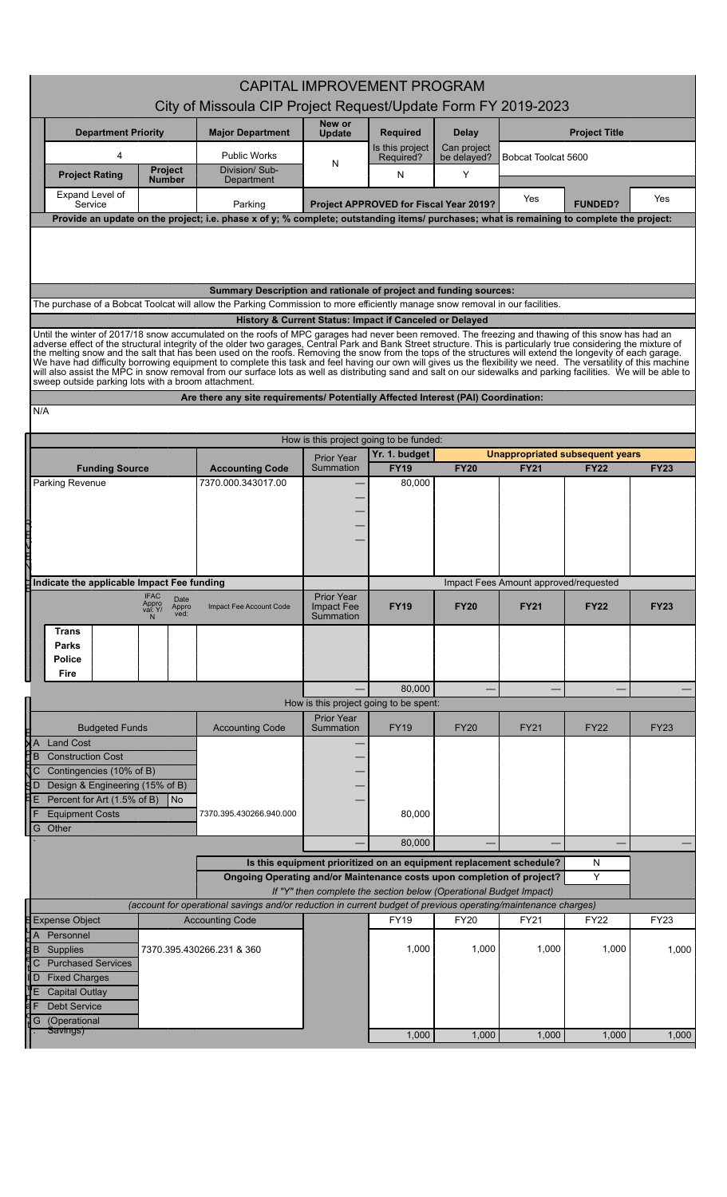# CAPITAL IMPROVEMENT PROGRAM

## City of Missoula CIP Project Request/Update Form FY 2019-2023

| Department Priority | | Major Department | New or Update | Required | Delay | Project Title | | |
|---|---|---|---|---|---|---|---|---|
| 4 | | Public Works | N | Is this project Required? | Can project be delayed? | Bobcat Toolcat 5600 | | |
| Project Rating | Project Number | Division/ Sub-Department | | N | Y | | | |
| Expand Level of Service | | Parking | Project APPROVED for Fiscal Year 2019? | | | Yes | FUNDED? | Yes |

**Provide an update on the project; i.e. phase x of y; % complete; outstanding items/ purchases; what is remaining to complete the project:**

**Summary Description and rationale of project and funding sources:**

The purchase of a Bobcat Toolcat will allow the Parking Commission to more efficiently manage snow removal in our facilities.

**History & Current Status: Impact if Canceled or Delayed**

Until the winter of 2017/18 snow accumulated on the roofs of MPC garages had never been removed. The freezing and thawing of this snow has had an adverse effect of the structural integrity of the older two garages, Central Park and Bank Street structure. This is particularly true considering the mixture of the melting snow and the salt that has been used on the roofs. Removing the snow from the tops of the structures will extend the longevity of each garage. We have had difficulty borrowing equipment to complete this task and feel having our own will gives us the flexibility we need. The versatility of this machine will also assist the MPC in snow removal from our surface lots as well as distributing sand and salt on our sidewalks and parking facilities. We will be able to sweep outside parking lots with a broom attachment.

**Are there any site requirements/ Potentially Affected Interest (PAI) Coordination:**

N/A

**How is this project going to be funded:**

| Funding Source | Accounting Code | Prior Year Summation | Yr. 1. budget FY19 | FY20 | FY21 | FY22 | FY23 |
|---|---|---|---|---|---|---|---|
| | | | | Unappropriated subsequent years | | | |
| Parking Revenue | 7370.000.343017.00 | — | 80,000 | | | | |
| | | — | | | | | |
| | | — | | | | | |
| | | — | | | | | |
| | | — | | | | | |

**Indicate the applicable Impact Fee funding**

| | IFAC Approval: Y/N | Date Approved: | Impact Fee Account Code | Prior Year Impact Fee Summation | FY19 | FY20 | FY21 | FY22 | FY23 |
|---|---|---|---|---|---|---|---|---|---|
| | | | | | Impact Fees Amount approved/requested | | | | |
| Trans | | | | | | | | | |
| Parks | | | | | | | | | |
| Police | | | | | | | | | |
| Fire | | | | | | | | | |
| | | | | — | 80,000 | — | — | — | — |

**How is this project going to be spent:**

| Budgeted Funds | | Accounting Code | Prior Year Summation | FY19 | FY20 | FY21 | FY22 | FY23 |
|---|---|---|---|---|---|---|---|---|
| A Land Cost | | | — | | | | | |
| B Construction Cost | | | — | | | | | |
| C Contingencies (10% of B) | | | — | | | | | |
| D Design & Engineering (15% of B) | | | — | | | | | |
| E Percent for Art (1.5% of B) | No | | — | | | | | |
| F Equipment Costs | | 7370.395.430266.940.000 | | 80,000 | | | | |
| G Other | | | | | | | | |
| | | | — | 80,000 | — | — | — | — |

| | |
|---|---|
| Is this equipment prioritized on an equipment replacement schedule? | N |
| Ongoing Operating and/or Maintenance costs upon completion of project? | Y |

*If "Y" then complete the section below (Operational Budget Impact)*

*(account for operational savings and/or reduction in current budget of previous operating/maintenance charges)*

| Expense Object | Accounting Code | | FY19 | FY20 | FY21 | FY22 | FY23 |
|---|---|---|---|---|---|---|---|
| A Personnel | | | | | | | |
| B Supplies | 7370.395.430266.231 & 360 | | 1,000 | 1,000 | 1,000 | 1,000 | 1,000 |
| C Purchased Services | | | | | | | |
| D Fixed Charges | | | | | | | |
| E Capital Outlay | | | | | | | |
| F Debt Service | | | | | | | |
| G (Operational Savings) | | | | | | | |
| | | | 1,000 | 1,000 | 1,000 | 1,000 | 1,000 |